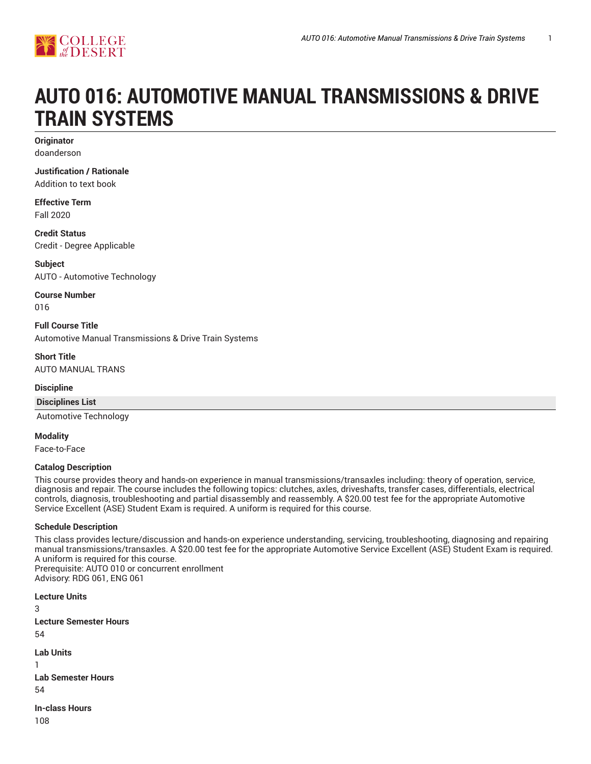# AUTO 016: AUTOMOTIVE MANUAL TRANSMISSIONS & DRIVE TRAIN SYSTEMS

**Originator**
doanderson

**Justification / Rationale**
Addition to text book

**Effective Term**
Fall 2020

**Credit Status**
Credit - Degree Applicable

**Subject**
AUTO - Automotive Technology

**Course Number**
016

**Full Course Title**
Automotive Manual Transmissions & Drive Train Systems

**Short Title**
AUTO MANUAL TRANS

**Discipline**

| Disciplines List |
| --- |
| Automotive Technology |

**Modality**
Face-to-Face

**Catalog Description**
This course provides theory and hands-on experience in manual transmissions/transaxles including: theory of operation, service, diagnosis and repair. The course includes the following topics: clutches, axles, driveshafts, transfer cases, differentials, electrical controls, diagnosis, troubleshooting and partial disassembly and reassembly. A $20.00 test fee for the appropriate Automotive Service Excellent (ASE) Student Exam is required. A uniform is required for this course.

**Schedule Description**
This class provides lecture/discussion and hands-on experience understanding, servicing, troubleshooting, diagnosing and repairing manual transmissions/transaxles. A $20.00 test fee for the appropriate Automotive Service Excellent (ASE) Student Exam is required. A uniform is required for this course.
Prerequisite: AUTO 010 or concurrent enrollment
Advisory: RDG 061, ENG 061

**Lecture Units**
3

**Lecture Semester Hours**
54

**Lab Units**
1

**Lab Semester Hours**
54

**In-class Hours**
108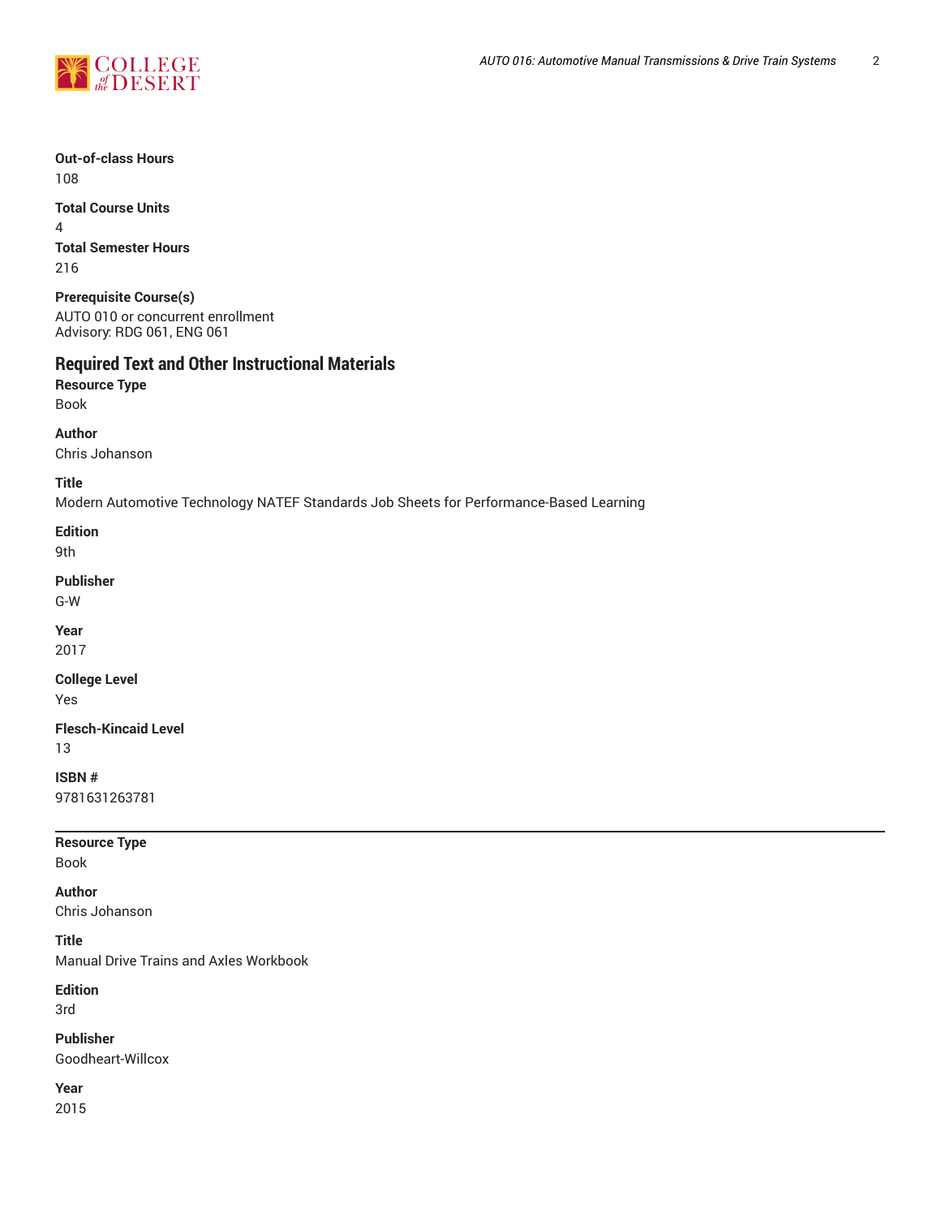**Out-of-class Hours**
108

**Total Course Units**
4

**Total Semester Hours**
216

**Prerequisite Course(s)**
AUTO 010 or concurrent enrollment
Advisory: RDG 061, ENG 061

## Required Text and Other Instructional Materials

**Resource Type**
Book

**Author**
Chris Johanson

**Title**
Modern Automotive Technology NATEF Standards Job Sheets for Performance-Based Learning

**Edition**
9th

**Publisher**
G-W

**Year**
2017

**College Level**
Yes

**Flesch-Kincaid Level**
13

**ISBN #**
9781631263781

---

**Resource Type**
Book

**Author**
Chris Johanson

**Title**
Manual Drive Trains and Axles Workbook

**Edition**
3rd

**Publisher**
Goodheart-Willcox

**Year**
2015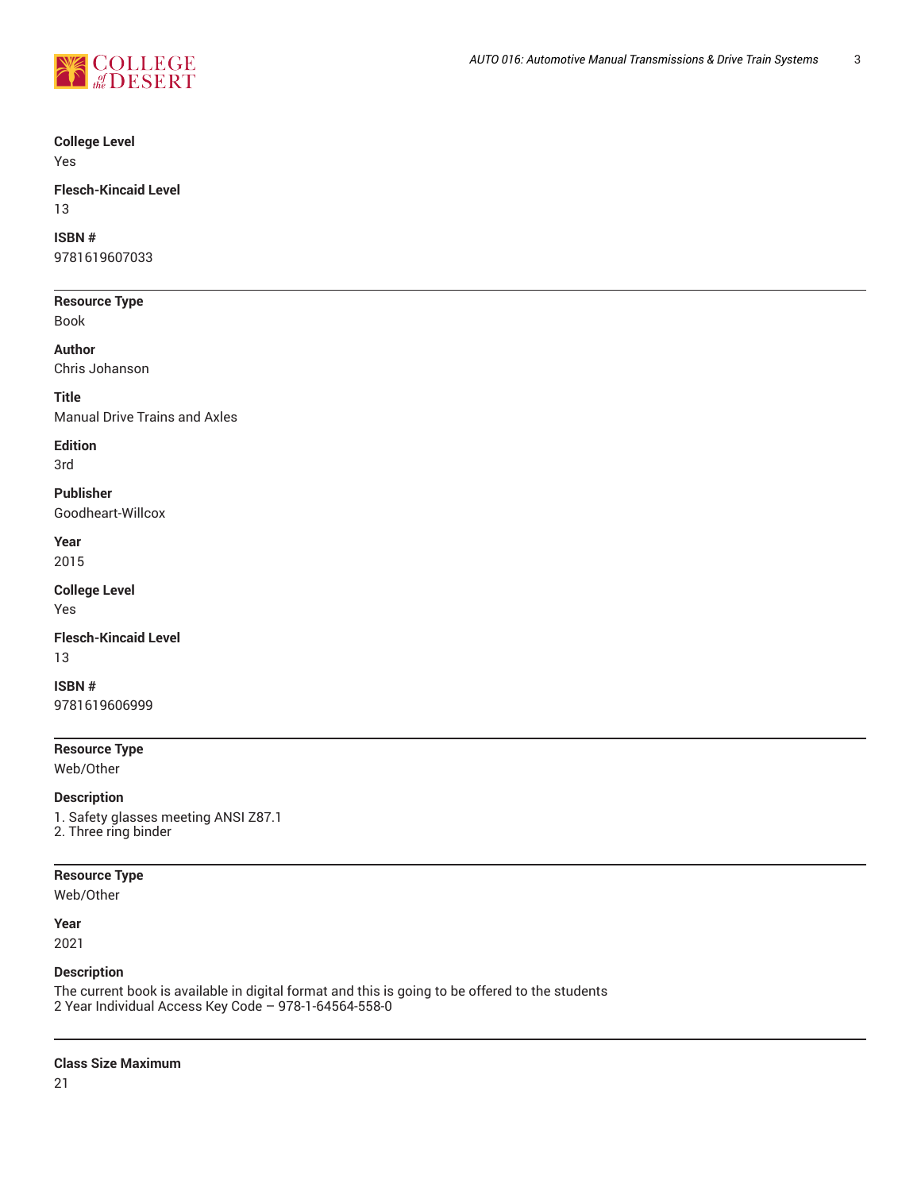**College Level**
Yes

**Flesch-Kincaid Level**
13

**ISBN #**
9781619607033

---

**Resource Type**
Book

**Author**
Chris Johanson

**Title**
Manual Drive Trains and Axles

**Edition**
3rd

**Publisher**
Goodheart-Willcox

**Year**
2015

**College Level**
Yes

**Flesch-Kincaid Level**
13

**ISBN #**
9781619606999

---

**Resource Type**
Web/Other

**Description**
1. Safety glasses meeting ANSI Z87.1
2. Three ring binder

---

**Resource Type**
Web/Other

**Year**
2021

**Description**
The current book is available in digital format and this is going to be offered to the students
2 Year Individual Access Key Code – 978-1-64564-558-0

---

**Class Size Maximum**
21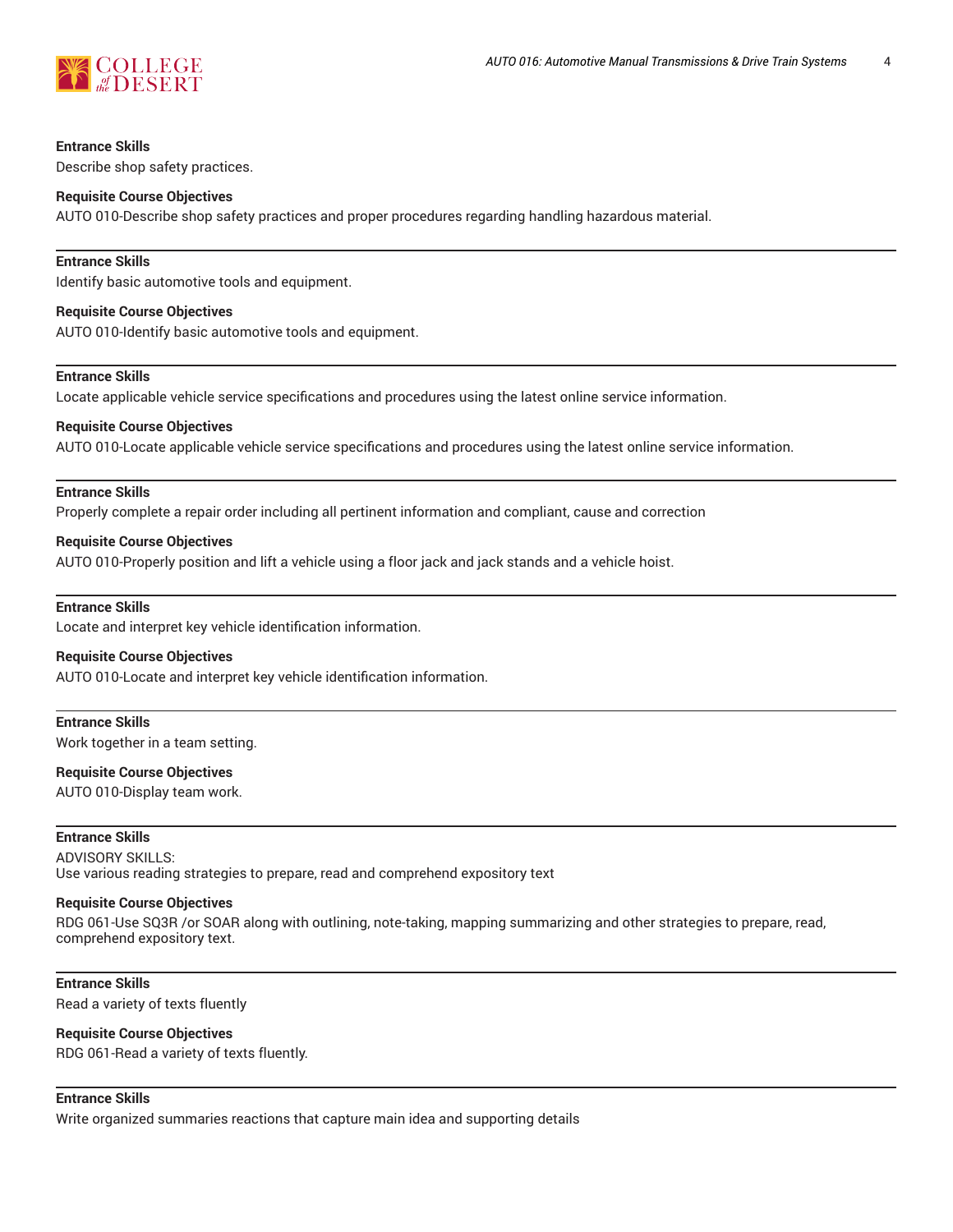**Entrance Skills**
Describe shop safety practices.

**Requisite Course Objectives**
AUTO 010-Describe shop safety practices and proper procedures regarding handling hazardous material.

---

**Entrance Skills**
Identify basic automotive tools and equipment.

**Requisite Course Objectives**
AUTO 010-Identify basic automotive tools and equipment.

---

**Entrance Skills**
Locate applicable vehicle service specifications and procedures using the latest online service information.

**Requisite Course Objectives**
AUTO 010-Locate applicable vehicle service specifications and procedures using the latest online service information.

---

**Entrance Skills**
Properly complete a repair order including all pertinent information and compliant, cause and correction

**Requisite Course Objectives**
AUTO 010-Properly position and lift a vehicle using a floor jack and jack stands and a vehicle hoist.

---

**Entrance Skills**
Locate and interpret key vehicle identification information.

**Requisite Course Objectives**
AUTO 010-Locate and interpret key vehicle identification information.

---

**Entrance Skills**
Work together in a team setting.

**Requisite Course Objectives**
AUTO 010-Display team work.

---

**Entrance Skills**
ADVISORY SKILLS:
Use various reading strategies to prepare, read and comprehend expository text

**Requisite Course Objectives**
RDG 061-Use SQ3R /or SOAR along with outlining, note-taking, mapping summarizing and other strategies to prepare, read, comprehend expository text.

---

**Entrance Skills**
Read a variety of texts fluently

**Requisite Course Objectives**
RDG 061-Read a variety of texts fluently.

---

**Entrance Skills**
Write organized summaries reactions that capture main idea and supporting details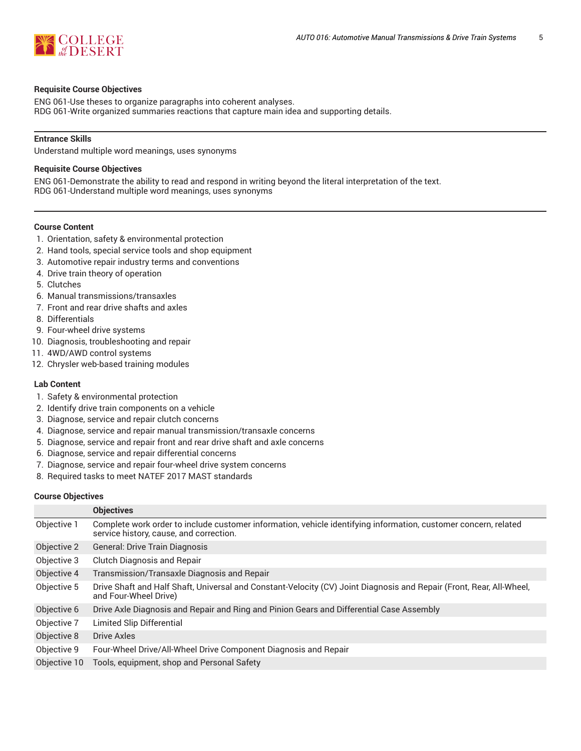#### Requisite Course Objectives

ENG 061-Use theses to organize paragraphs into coherent analyses.
RDG 061-Write organized summaries reactions that capture main idea and supporting details.

---

#### Entrance Skills

Understand multiple word meanings, uses synonyms

#### Requisite Course Objectives

ENG 061-Demonstrate the ability to read and respond in writing beyond the literal interpretation of the text.
RDG 061-Understand multiple word meanings, uses synonyms

---

#### Course Content

1. Orientation, safety & environmental protection
2. Hand tools, special service tools and shop equipment
3. Automotive repair industry terms and conventions
4. Drive train theory of operation
5. Clutches
6. Manual transmissions/transaxles
7. Front and rear drive shafts and axles
8. Differentials
9. Four-wheel drive systems
10. Diagnosis, troubleshooting and repair
11. 4WD/AWD control systems
12. Chrysler web-based training modules

#### Lab Content

1. Safety & environmental protection
2. Identify drive train components on a vehicle
3. Diagnose, service and repair clutch concerns
4. Diagnose, service and repair manual transmission/transaxle concerns
5. Diagnose, service and repair front and rear drive shaft and axle concerns
6. Diagnose, service and repair differential concerns
7. Diagnose, service and repair four-wheel drive system concerns
8. Required tasks to meet NATEF 2017 MAST standards

#### Course Objectives

| | Objectives |
|---|---|
| Objective 1 | Complete work order to include customer information, vehicle identifying information, customer concern, related service history, cause, and correction. |
| Objective 2 | General: Drive Train Diagnosis |
| Objective 3 | Clutch Diagnosis and Repair |
| Objective 4 | Transmission/Transaxle Diagnosis and Repair |
| Objective 5 | Drive Shaft and Half Shaft, Universal and Constant-Velocity (CV) Joint Diagnosis and Repair (Front, Rear, All-Wheel, and Four-Wheel Drive) |
| Objective 6 | Drive Axle Diagnosis and Repair and Ring and Pinion Gears and Differential Case Assembly |
| Objective 7 | Limited Slip Differential |
| Objective 8 | Drive Axles |
| Objective 9 | Four-Wheel Drive/All-Wheel Drive Component Diagnosis and Repair |
| Objective 10 | Tools, equipment, shop and Personal Safety |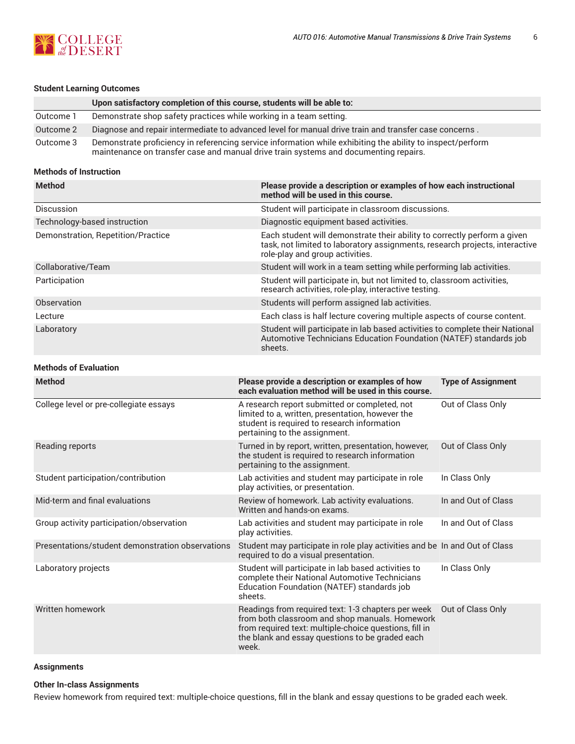### Student Learning Outcomes

| | Upon satisfactory completion of this course, students will be able to: |
|---|---|
| Outcome 1 | Demonstrate shop safety practices while working in a team setting. |
| Outcome 2 | Diagnose and repair intermediate to advanced level for manual drive train and transfer case concerns . |
| Outcome 3 | Demonstrate proficiency in referencing service information while exhibiting the ability to inspect/perform maintenance on transfer case and manual drive train systems and documenting repairs. |

### Methods of Instruction

| Method | Please provide a description or examples of how each instructional method will be used in this course. |
|---|---|
| Discussion | Student will participate in classroom discussions. |
| Technology-based instruction | Diagnostic equipment based activities. |
| Demonstration, Repetition/Practice | Each student will demonstrate their ability to correctly perform a given task, not limited to laboratory assignments, research projects, interactive role-play and group activities. |
| Collaborative/Team | Student will work in a team setting while performing lab activities. |
| Participation | Student will participate in, but not limited to, classroom activities, research activities, role-play, interactive testing. |
| Observation | Students will perform assigned lab activities. |
| Lecture | Each class is half lecture covering multiple aspects of course content. |
| Laboratory | Student will participate in lab based activities to complete their National Automotive Technicians Education Foundation (NATEF) standards job sheets. |

### Methods of Evaluation

| Method | Please provide a description or examples of how each evaluation method will be used in this course. | Type of Assignment |
|---|---|---|
| College level or pre-collegiate essays | A research report submitted or completed, not limited to a, written, presentation, however the student is required to research information pertaining to the assignment. | Out of Class Only |
| Reading reports | Turned in by report, written, presentation, however, the student is required to research information pertaining to the assignment. | Out of Class Only |
| Student participation/contribution | Lab activities and student may participate in role play activities, or presentation. | In Class Only |
| Mid-term and final evaluations | Review of homework. Lab activity evaluations. Written and hands-on exams. | In and Out of Class |
| Group activity participation/observation | Lab activities and student may participate in role play activities. | In and Out of Class |
| Presentations/student demonstration observations | Student may participate in role play activities and be required to do a visual presentation. | In and Out of Class |
| Laboratory projects | Student will participate in lab based activities to complete their National Automotive Technicians Education Foundation (NATEF) standards job sheets. | In Class Only |
| Written homework | Readings from required text: 1-3 chapters per week from both classroom and shop manuals. Homework from required text: multiple-choice questions, fill in the blank and essay questions to be graded each week. | Out of Class Only |

### Assignments

#### Other In-class Assignments

Review homework from required text: multiple-choice questions, fill in the blank and essay questions to be graded each week.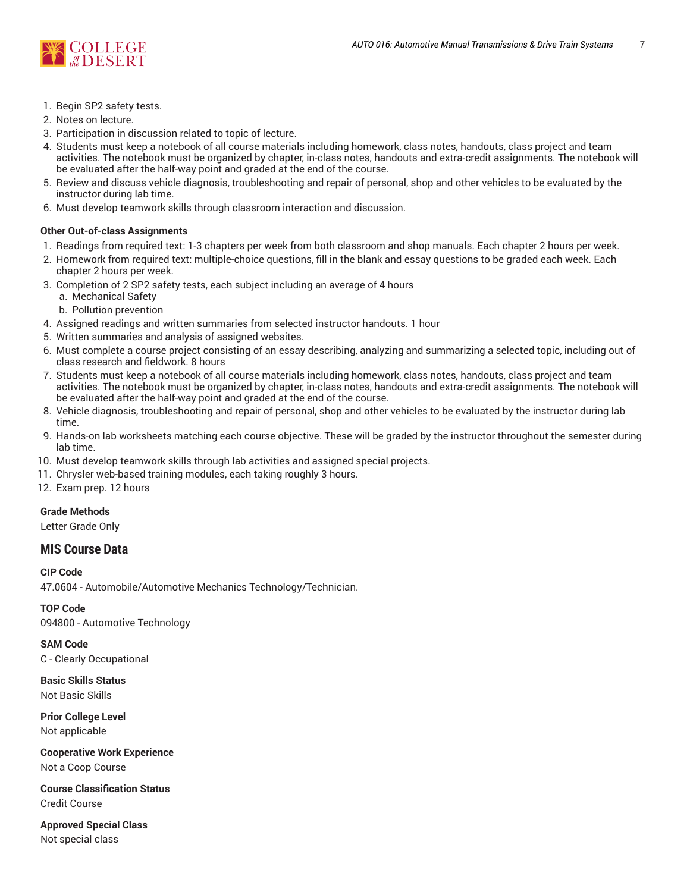1. Begin SP2 safety tests.
2. Notes on lecture.
3. Participation in discussion related to topic of lecture.
4. Students must keep a notebook of all course materials including homework, class notes, handouts, class project and team activities. The notebook must be organized by chapter, in-class notes, handouts and extra-credit assignments. The notebook will be evaluated after the half-way point and graded at the end of the course.
5. Review and discuss vehicle diagnosis, troubleshooting and repair of personal, shop and other vehicles to be evaluated by the instructor during lab time.
6. Must develop teamwork skills through classroom interaction and discussion.

**Other Out-of-class Assignments**

1. Readings from required text: 1-3 chapters per week from both classroom and shop manuals. Each chapter 2 hours per week.
2. Homework from required text: multiple-choice questions, fill in the blank and essay questions to be graded each week. Each chapter 2 hours per week.
3. Completion of 2 SP2 safety tests, each subject including an average of 4 hours
   a. Mechanical Safety
   b. Pollution prevention
4. Assigned readings and written summaries from selected instructor handouts. 1 hour
5. Written summaries and analysis of assigned websites.
6. Must complete a course project consisting of an essay describing, analyzing and summarizing a selected topic, including out of class research and fieldwork. 8 hours
7. Students must keep a notebook of all course materials including homework, class notes, handouts, class project and team activities. The notebook must be organized by chapter, in-class notes, handouts and extra-credit assignments. The notebook will be evaluated after the half-way point and graded at the end of the course.
8. Vehicle diagnosis, troubleshooting and repair of personal, shop and other vehicles to be evaluated by the instructor during lab time.
9. Hands-on lab worksheets matching each course objective. These will be graded by the instructor throughout the semester during lab time.
10. Must develop teamwork skills through lab activities and assigned special projects.
11. Chrysler web-based training modules, each taking roughly 3 hours.
12. Exam prep. 12 hours

**Grade Methods**

Letter Grade Only

## MIS Course Data

**CIP Code**

47.0604 - Automobile/Automotive Mechanics Technology/Technician.

**TOP Code**

094800 - Automotive Technology

**SAM Code**

C - Clearly Occupational

**Basic Skills Status**

Not Basic Skills

**Prior College Level**

Not applicable

**Cooperative Work Experience**

Not a Coop Course

**Course Classification Status**

Credit Course

**Approved Special Class**

Not special class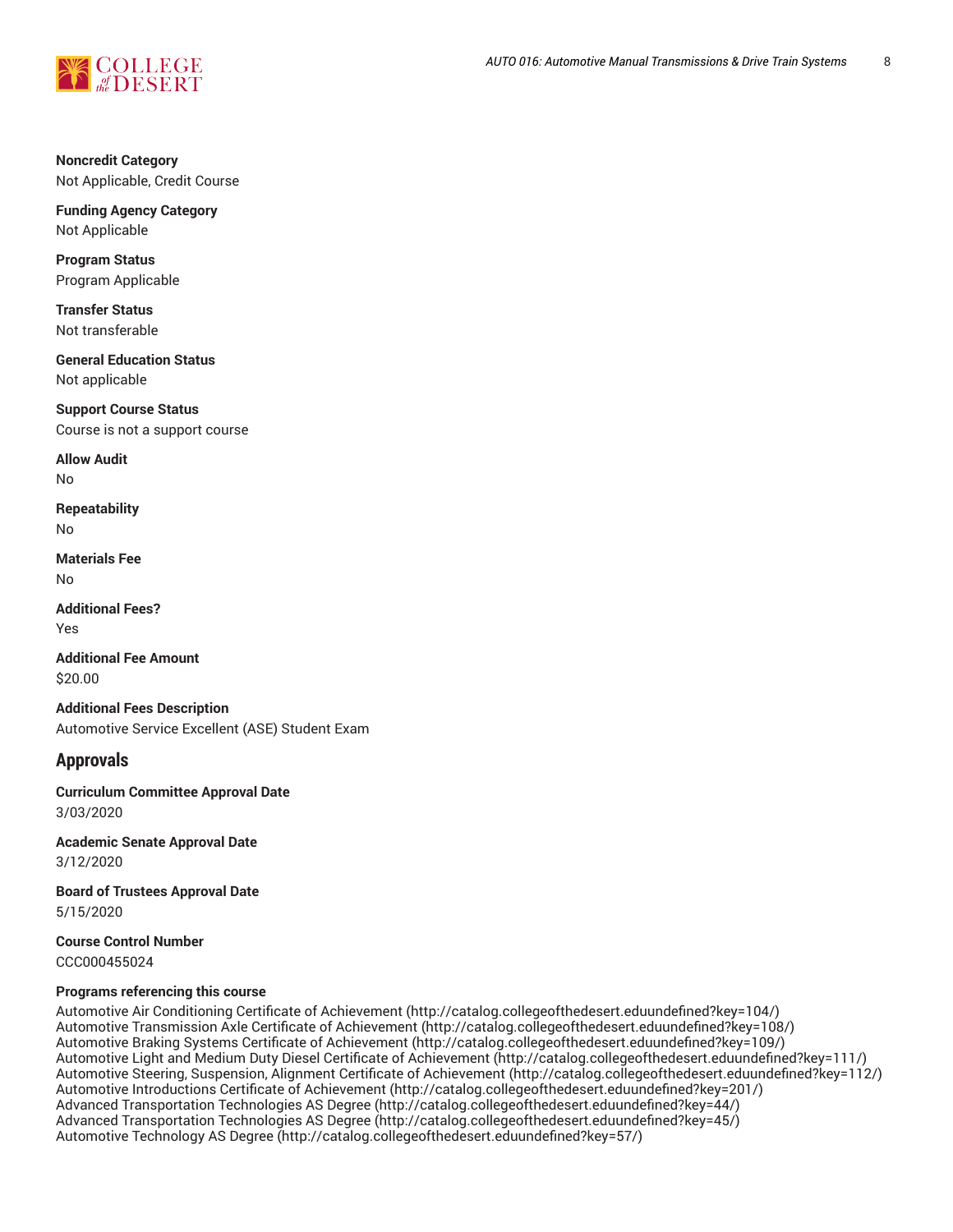**Noncredit Category**
Not Applicable, Credit Course

**Funding Agency Category**
Not Applicable

**Program Status**
Program Applicable

**Transfer Status**
Not transferable

**General Education Status**
Not applicable

**Support Course Status**
Course is not a support course

**Allow Audit**
No

**Repeatability**
No

**Materials Fee**
No

**Additional Fees?**
Yes

**Additional Fee Amount**
$20.00

**Additional Fees Description**
Automotive Service Excellent (ASE) Student Exam

## Approvals

**Curriculum Committee Approval Date**
3/03/2020

**Academic Senate Approval Date**
3/12/2020

**Board of Trustees Approval Date**
5/15/2020

**Course Control Number**
CCC000455024

**Programs referencing this course**
Automotive Air Conditioning Certificate of Achievement (http://catalog.collegeofthedesert.eduundefined?key=104/)
Automotive Transmission Axle Certificate of Achievement (http://catalog.collegeofthedesert.eduundefined?key=108/)
Automotive Braking Systems Certificate of Achievement (http://catalog.collegeofthedesert.eduundefined?key=109/)
Automotive Light and Medium Duty Diesel Certificate of Achievement (http://catalog.collegeofthedesert.eduundefined?key=111/)
Automotive Steering, Suspension, Alignment Certificate of Achievement (http://catalog.collegeofthedesert.eduundefined?key=112/)
Automotive Introductions Certificate of Achievement (http://catalog.collegeofthedesert.eduundefined?key=201/)
Advanced Transportation Technologies AS Degree (http://catalog.collegeofthedesert.eduundefined?key=44/)
Advanced Transportation Technologies AS Degree (http://catalog.collegeofthedesert.eduundefined?key=45/)
Automotive Technology AS Degree (http://catalog.collegeofthedesert.eduundefined?key=57/)